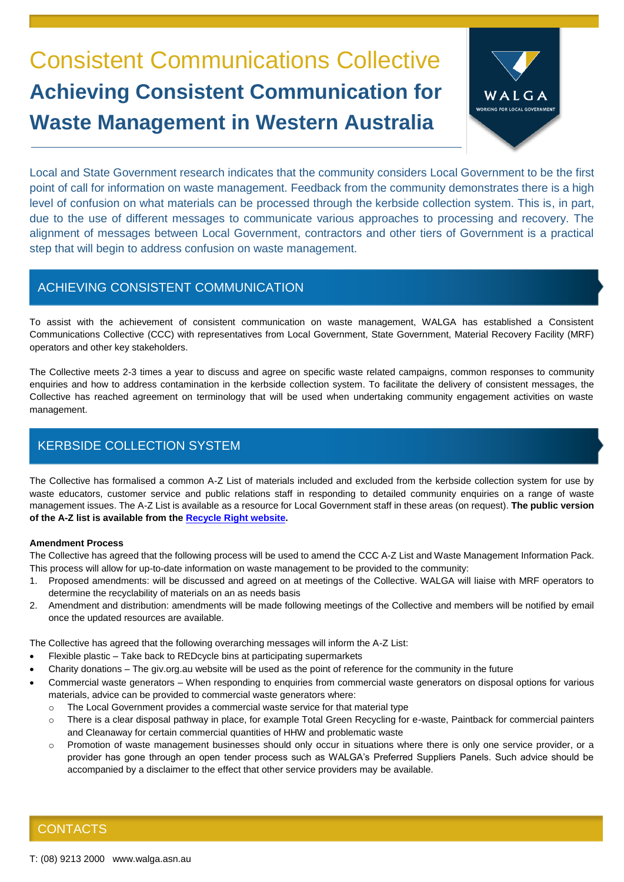# Consistent Communications Collective

## Achieving Consistent Communication for Waste Management in Western Australia

Local and State Government research indicates that the community considers Local Government to be the first point of call for information on waste management. Feedback from the community demonstrates there is a high level of confusion on what materials can be processed through the kerbside collection system. This is, in part, due to the use of different messages to communicate various approaches to processing and recovery. The alignment of messages between Local Government, contractors and other tiers of Government is a practical step that will begin to address confusion on waste management.

## ACHIEVING CONSISTENT COMMUNICATION

To assist with the achievement of consistent communication on waste management, WALGA has established a Consistent Communications Collective (CCC) with representatives from Local Government, State Government, Material Recovery Facility (MRF) operators and other key stakeholders.

The Collective meets 2-3 times a year to discuss and agree on specific waste related campaigns, common responses to community enquiries and how to address contamination in the kerbside collection system. To facilitate the delivery of consistent messages, the Collective has reached agreement on terminology that will be used when undertaking community engagement activities on waste management.

## KERBSIDE COLLECTION SYSTEM

The Collective has formalised a common A-Z List of materials included and excluded from the kerbside collection system for use by waste educators, customer service and public relations staff in responding to detailed community enquiries on a range of waste management issues. The A-Z List is available as a resource for Local Government staff in these areas (on request). **The public version of the A-Z list is available from the Recycle Right website.**

**Amendment Process**

The Collective has agreed that the following process will be used to amend the CCC A-Z List and Waste Management Information Pack. This process will allow for up-to-date information on waste management to be provided to the community:

1. Proposed amendments: will be discussed and agreed on at meetings of the Collective. WALGA will liaise with MRF operators to determine the recyclability of materials on an as needs basis
2. Amendment and distribution: amendments will be made following meetings of the Collective and members will be notified by email once the updated resources are available.

The Collective has agreed that the following overarching messages will inform the A-Z List:

- Flexible plastic – Take back to REDcycle bins at participating supermarkets
- Charity donations – The giv.org.au website will be used as the point of reference for the community in the future
- Commercial waste generators – When responding to enquiries from commercial waste generators on disposal options for various materials, advice can be provided to commercial waste generators where:
  - The Local Government provides a commercial waste service for that material type
  - There is a clear disposal pathway in place, for example Total Green Recycling for e-waste, Paintback for commercial painters and Cleanaway for certain commercial quantities of HHW and problematic waste
  - Promotion of waste management businesses should only occur in situations where there is only one service provider, or a provider has gone through an open tender process such as WALGA's Preferred Suppliers Panels. Such advice should be accompanied by a disclaimer to the effect that other service providers may be available.

## CONTACTS

T: (08) 9213 2000 www.walga.asn.au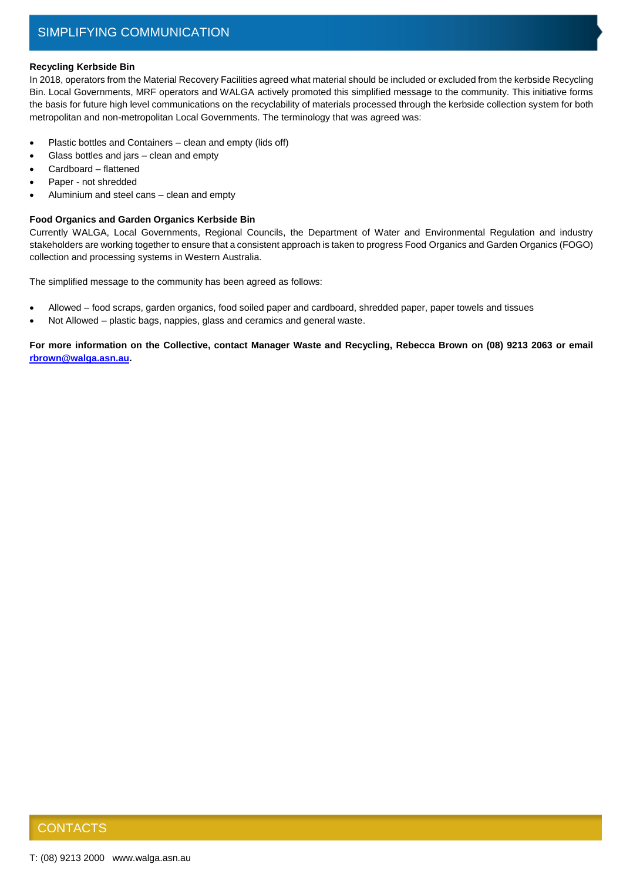## SIMPLIFYING COMMUNICATION

**Recycling Kerbside Bin**

In 2018, operators from the Material Recovery Facilities agreed what material should be included or excluded from the kerbside Recycling Bin. Local Governments, MRF operators and WALGA actively promoted this simplified message to the community. This initiative forms the basis for future high level communications on the recyclability of materials processed through the kerbside collection system for both metropolitan and non-metropolitan Local Governments. The terminology that was agreed was:

- Plastic bottles and Containers – clean and empty (lids off)
- Glass bottles and jars – clean and empty
- Cardboard – flattened
- Paper - not shredded
- Aluminium and steel cans – clean and empty

**Food Organics and Garden Organics Kerbside Bin**

Currently WALGA, Local Governments, Regional Councils, the Department of Water and Environmental Regulation and industry stakeholders are working together to ensure that a consistent approach is taken to progress Food Organics and Garden Organics (FOGO) collection and processing systems in Western Australia.

The simplified message to the community has been agreed as follows:

- Allowed – food scraps, garden organics, food soiled paper and cardboard, shredded paper, paper towels and tissues
- Not Allowed – plastic bags, nappies, glass and ceramics and general waste.

**For more information on the Collective, contact Manager Waste and Recycling, Rebecca Brown on (08) 9213 2063 or email [rbrown@walga.asn.au](mailto:rbrown@walga.asn.au).**

## CONTACTS

T: (08) 9213 2000 www.walga.asn.au